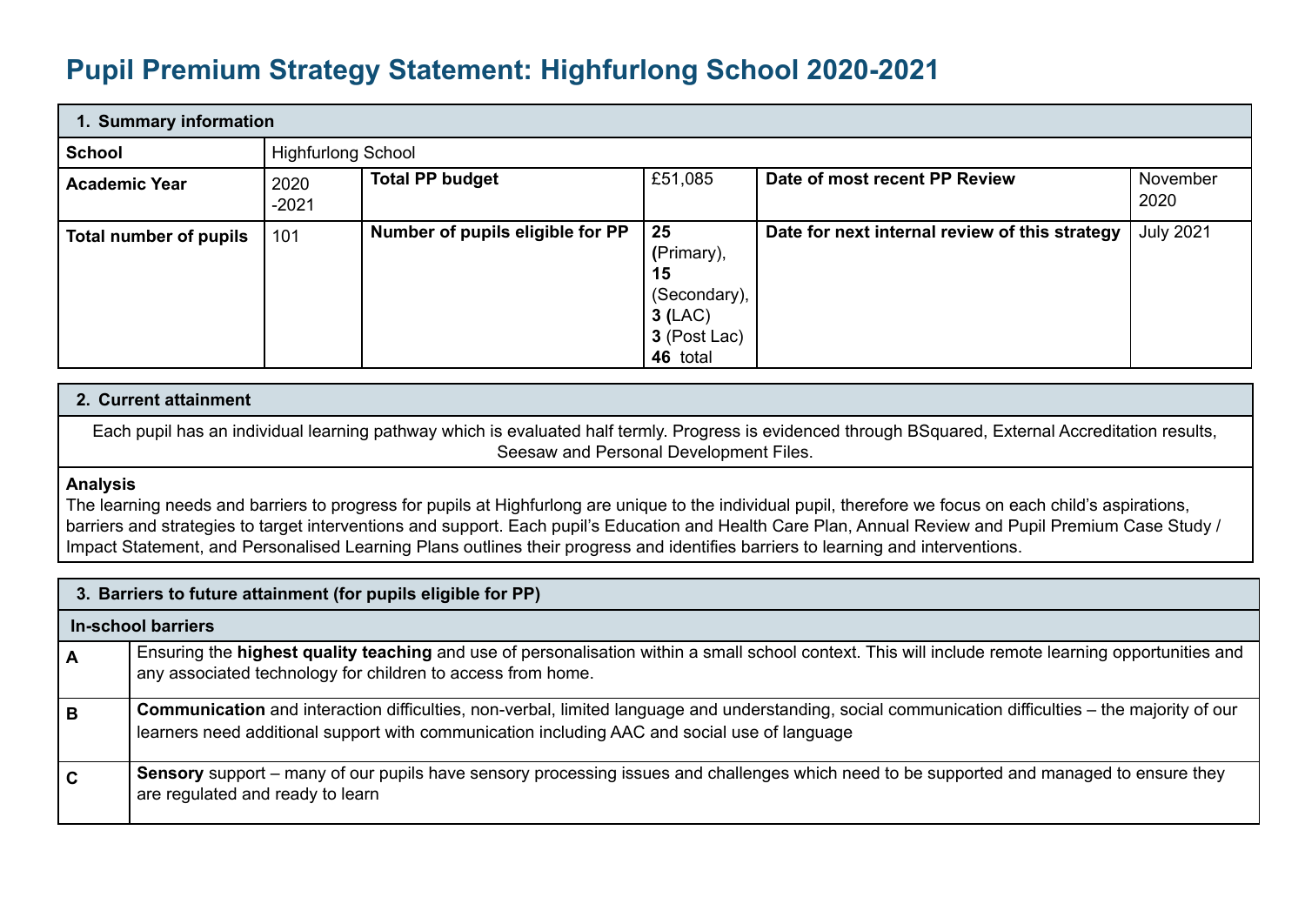# Pupil Premium Strategy Statement: Highfurlong School 2020-2021

| **1. Summary information** | | | | | |
|---|---|---|---|---|---|
| **School** | Highfurlong School | | | | |
| **Academic Year** | 2020 -2021 | **Total PP budget** | £51,085 | **Date of most recent PP Review** | November 2020 |
| **Total number of pupils** | 101 | **Number of pupils eligible for PP** | **25** (Primary), **15** (Secondary), **3** (LAC) **3** (Post Lac) **46** total | **Date for next internal review of this strategy** | July 2021 |

| **2. Current attainment** |
|---|
| Each pupil has an individual learning pathway which is evaluated half termly. Progress is evidenced through BSquared, External Accreditation results, Seesaw and Personal Development Files. |
| **Analysis**<br>The learning needs and barriers to progress for pupils at Highfurlong are unique to the individual pupil, therefore we focus on each child's aspirations, barriers and strategies to target interventions and support. Each pupil's Education and Health Care Plan, Annual Review and Pupil Premium Case Study / Impact Statement, and Personalised Learning Plans outlines their progress and identifies barriers to learning and interventions. |

| **3. Barriers to future attainment (for pupils eligible for PP)** | |
|---|---|
| **In-school barriers** | |
| **A** | Ensuring the **highest quality teaching** and use of personalisation within a small school context. This will include remote learning opportunities and any associated technology for children to access from home. |
| **B** | **Communication** and interaction difficulties, non-verbal, limited language and understanding, social communication difficulties – the majority of our learners need additional support with communication including AAC and social use of language |
| **C** | **Sensory** support – many of our pupils have sensory processing issues and challenges which need to be supported and managed to ensure they are regulated and ready to learn |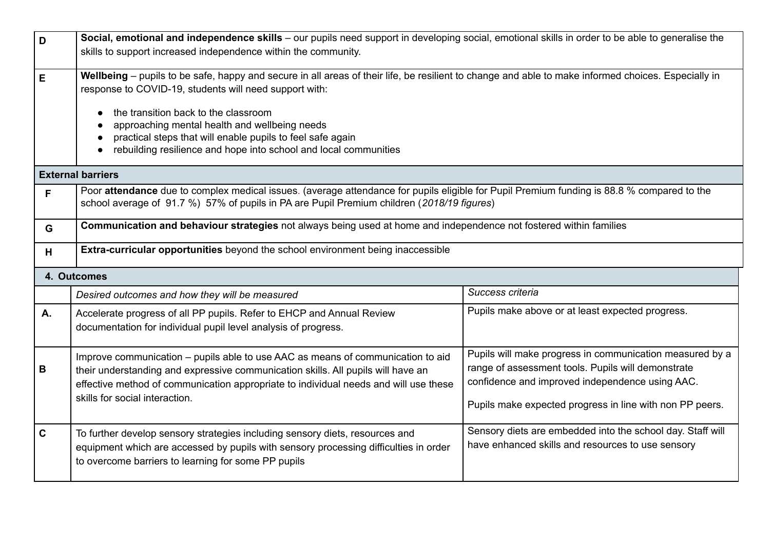| | |
|---|---|
| D | **Social, emotional and independence skills** – our pupils need support in developing social, emotional skills in order to be able to generalise the skills to support increased independence within the community. |
| E | **Wellbeing** – pupils to be safe, happy and secure in all areas of their life, be resilient to change and able to make informed choices. Especially in response to COVID-19, students will need support with:<br><br>• the transition back to the classroom<br>• approaching mental health and wellbeing needs<br>• practical steps that will enable pupils to feel safe again<br>• rebuilding resilience and hope into school and local communities |
| **External barriers** | |
| F | Poor **attendance** due to complex medical issues. (average attendance for pupils eligible for Pupil Premium funding is 88.8 % compared to the school average of 91.7 %) 57% of pupils in PA are Pupil Premium children (*2018/19 figures*) |
| G | **Communication and behaviour strategies** not always being used at home and independence not fostered within families |
| H | **Extra-curricular opportunities** beyond the school environment being inaccessible |

| **4. Outcomes** | | |
|---|---|---|
| | *Desired outcomes and how they will be measured* | *Success criteria* |
| **A.** | Accelerate progress of all PP pupils. Refer to EHCP and Annual Review documentation for individual pupil level analysis of progress. | Pupils make above or at least expected progress. |
| **B** | Improve communication – pupils able to use AAC as means of communication to aid their understanding and expressive communication skills. All pupils will have an effective method of communication appropriate to individual needs and will use these skills for social interaction. | Pupils will make progress in communication measured by a range of assessment tools. Pupils will demonstrate confidence and improved independence using AAC.<br><br>Pupils make expected progress in line with non PP peers. |
| **C** | To further develop sensory strategies including sensory diets, resources and equipment which are accessed by pupils with sensory processing difficulties in order to overcome barriers to learning for some PP pupils | Sensory diets are embedded into the school day. Staff will have enhanced skills and resources to use sensory |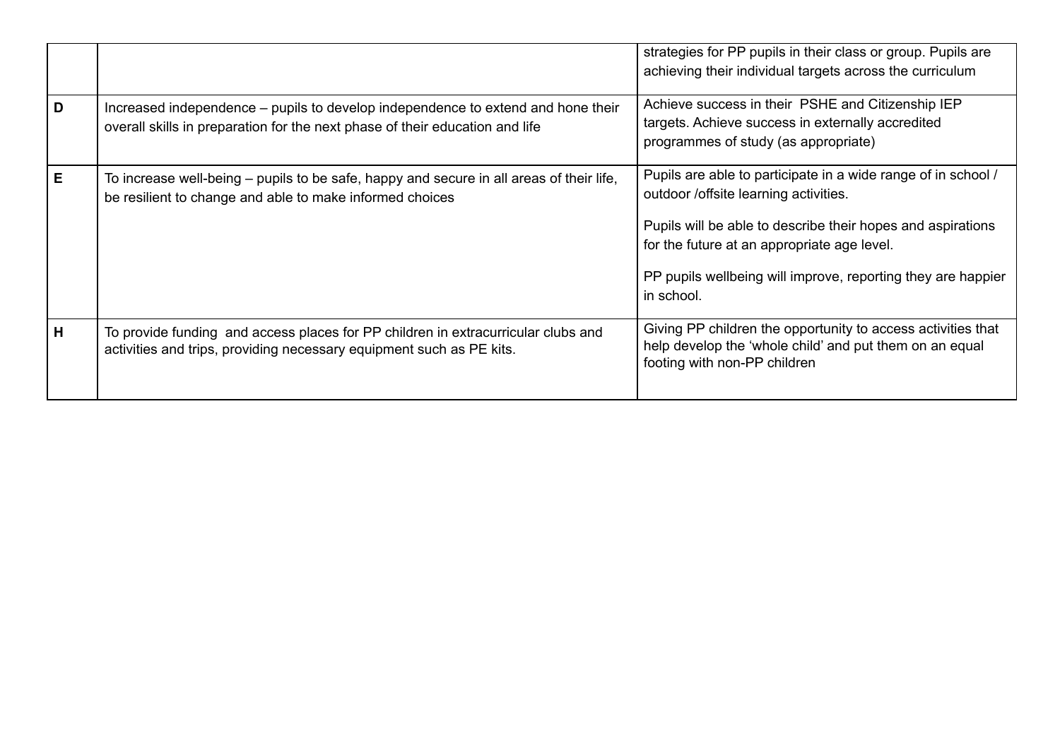|  |  |  |
| --- | --- | --- |
|  |  | strategies for PP pupils in their class or group. Pupils are achieving their individual targets across the curriculum |
| D | Increased independence – pupils to develop independence to extend and hone their overall skills in preparation for the next phase of their education and life | Achieve success in their PSHE and Citizenship IEP targets. Achieve success in externally accredited programmes of study (as appropriate) |
| E | To increase well-being – pupils to be safe, happy and secure in all areas of their life, be resilient to change and able to make informed choices | Pupils are able to participate in a wide range of in school / outdoor /offsite learning activities.<br><br>Pupils will be able to describe their hopes and aspirations for the future at an appropriate age level.<br><br>PP pupils wellbeing will improve, reporting they are happier in school. |
| H | To provide funding and access places for PP children in extracurricular clubs and activities and trips, providing necessary equipment such as PE kits. | Giving PP children the opportunity to access activities that help develop the 'whole child' and put them on an equal footing with non-PP children |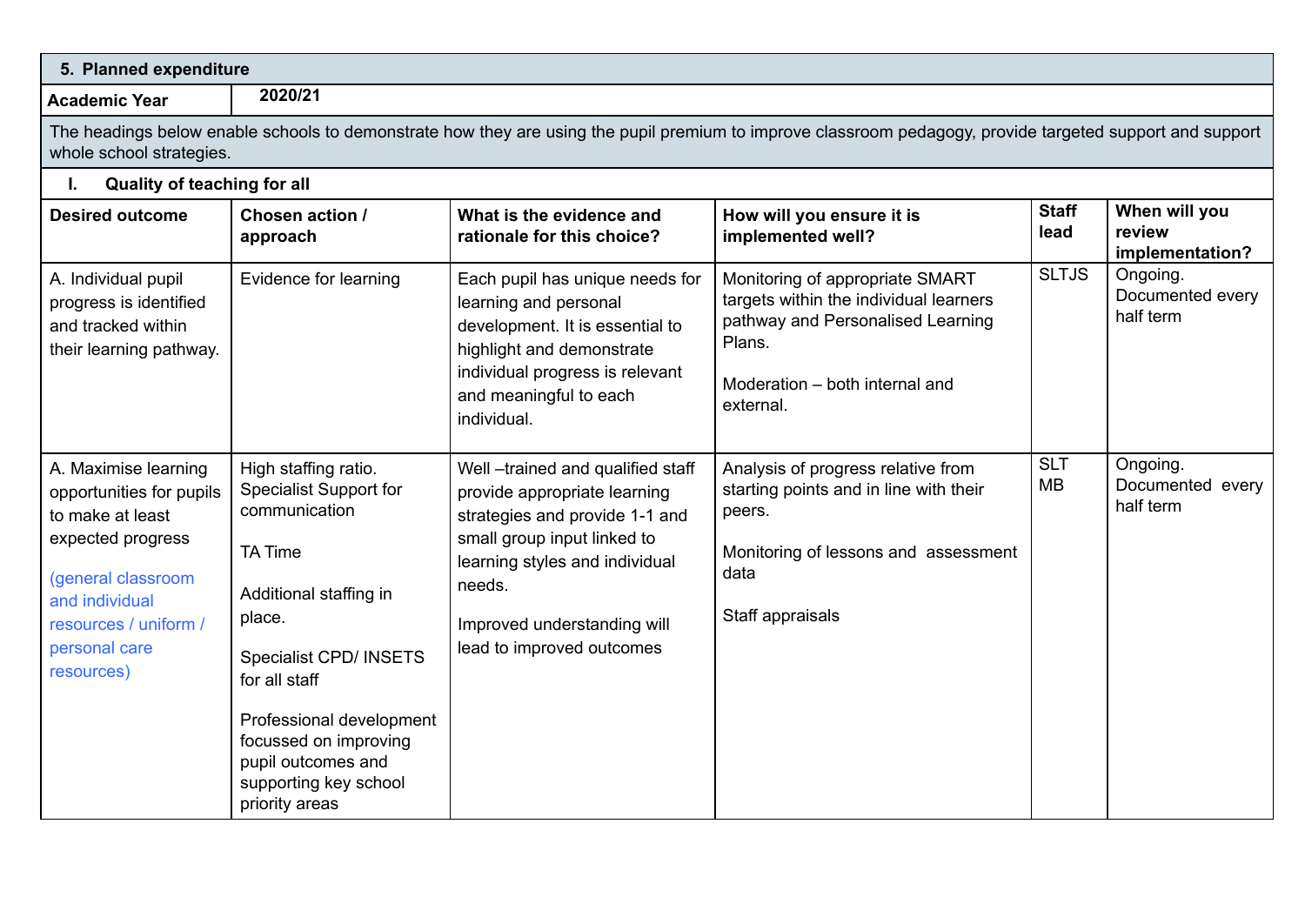## 5. Planned expenditure

| Academic Year | 2020/21 |
|---|---|

The headings below enable schools to demonstrate how they are using the pupil premium to improve classroom pedagogy, provide targeted support and support whole school strategies.

### I. Quality of teaching for all

| Desired outcome | Chosen action / approach | What is the evidence and rationale for this choice? | How will you ensure it is implemented well? | Staff lead | When will you review implementation? |
|---|---|---|---|---|---|
| A. Individual pupil progress is identified and tracked within their learning pathway. | Evidence for learning | Each pupil has unique needs for learning and personal development. It is essential to highlight and demonstrate individual progress is relevant and meaningful to each individual. | Monitoring of appropriate SMART targets within the individual learners pathway and Personalised Learning Plans.<br><br>Moderation – both internal and external. | SLTJS | Ongoing. Documented every half term |
| A. Maximise learning opportunities for pupils to make at least expected progress<br><br>(general classroom and individual resources / uniform / personal care resources) | High staffing ratio. Specialist Support for communication<br><br>TA Time<br><br>Additional staffing in place.<br><br>Specialist CPD/ INSETS for all staff<br><br>Professional development focussed on improving pupil outcomes and supporting key school priority areas | Well –trained and qualified staff provide appropriate learning strategies and provide 1-1 and small group input linked to learning styles and individual needs.<br><br>Improved understanding will lead to improved outcomes | Analysis of progress relative from starting points and in line with their peers.<br><br>Monitoring of lessons and assessment data<br><br>Staff appraisals | SLT MB | Ongoing. Documented every half term |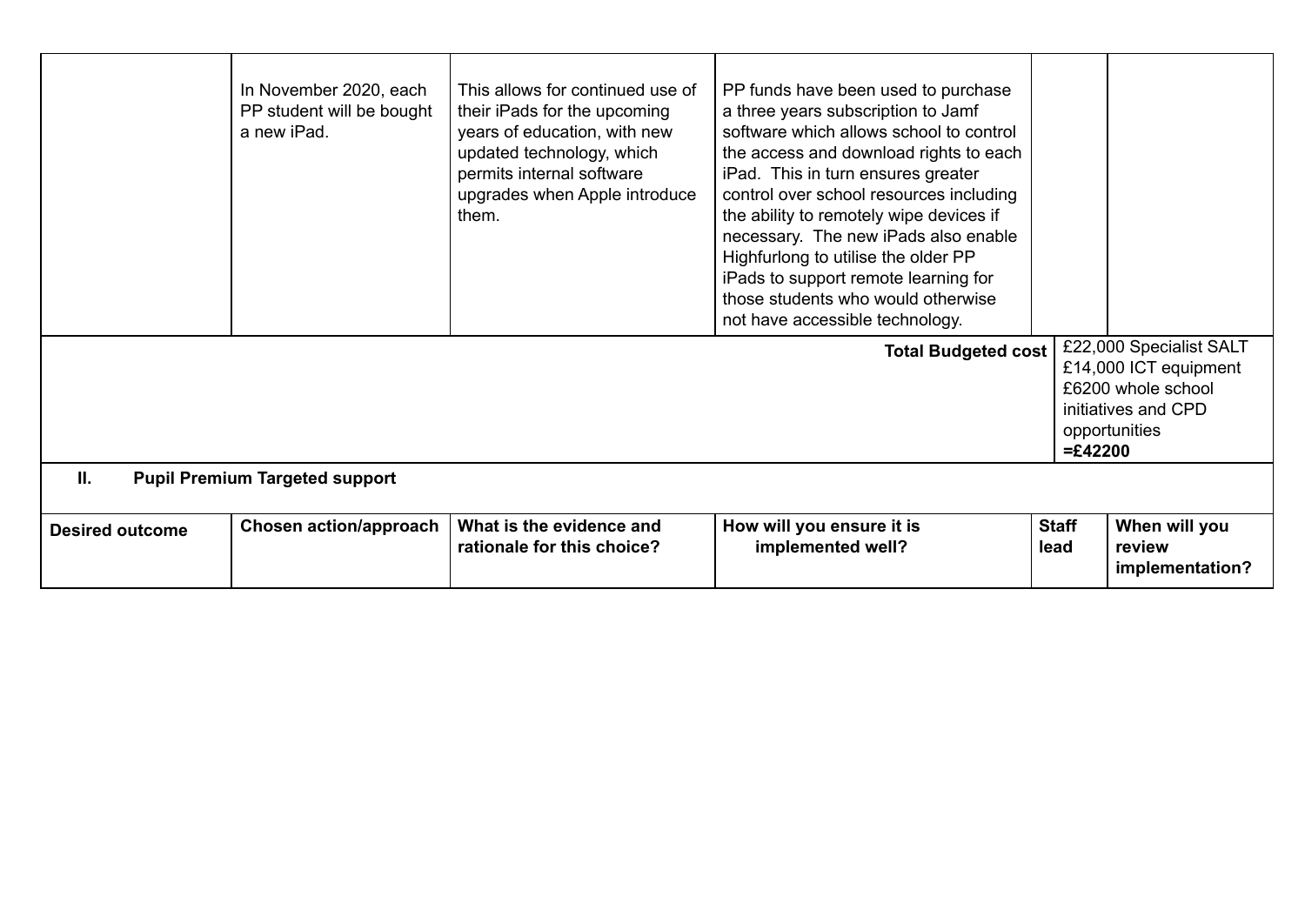| | | | | | |
|---|---|---|---|---|---|
| | In November 2020, each PP student will be bought a new iPad. | This allows for continued use of their iPads for the upcoming years of education, with new updated technology, which permits internal software upgrades when Apple introduce them. | PP funds have been used to purchase a three years subscription to Jamf software which allows school to control the access and download rights to each iPad. This in turn ensures greater control over school resources including the ability to remotely wipe devices if necessary. The new iPads also enable Highfurlong to utilise the older PP iPads to support remote learning for those students who would otherwise not have accessible technology. | | |
| | | | **Total Budgeted cost** | £22,000 Specialist SALT<br>£14,000 ICT equipment<br>£6200 whole school initiatives and CPD opportunities<br>**=£42200** | |

**II. Pupil Premium Targeted support**

| Desired outcome | Chosen action/approach | What is the evidence and rationale for this choice? | How will you ensure it is implemented well? | Staff lead | When will you review implementation? |
|---|---|---|---|---|---|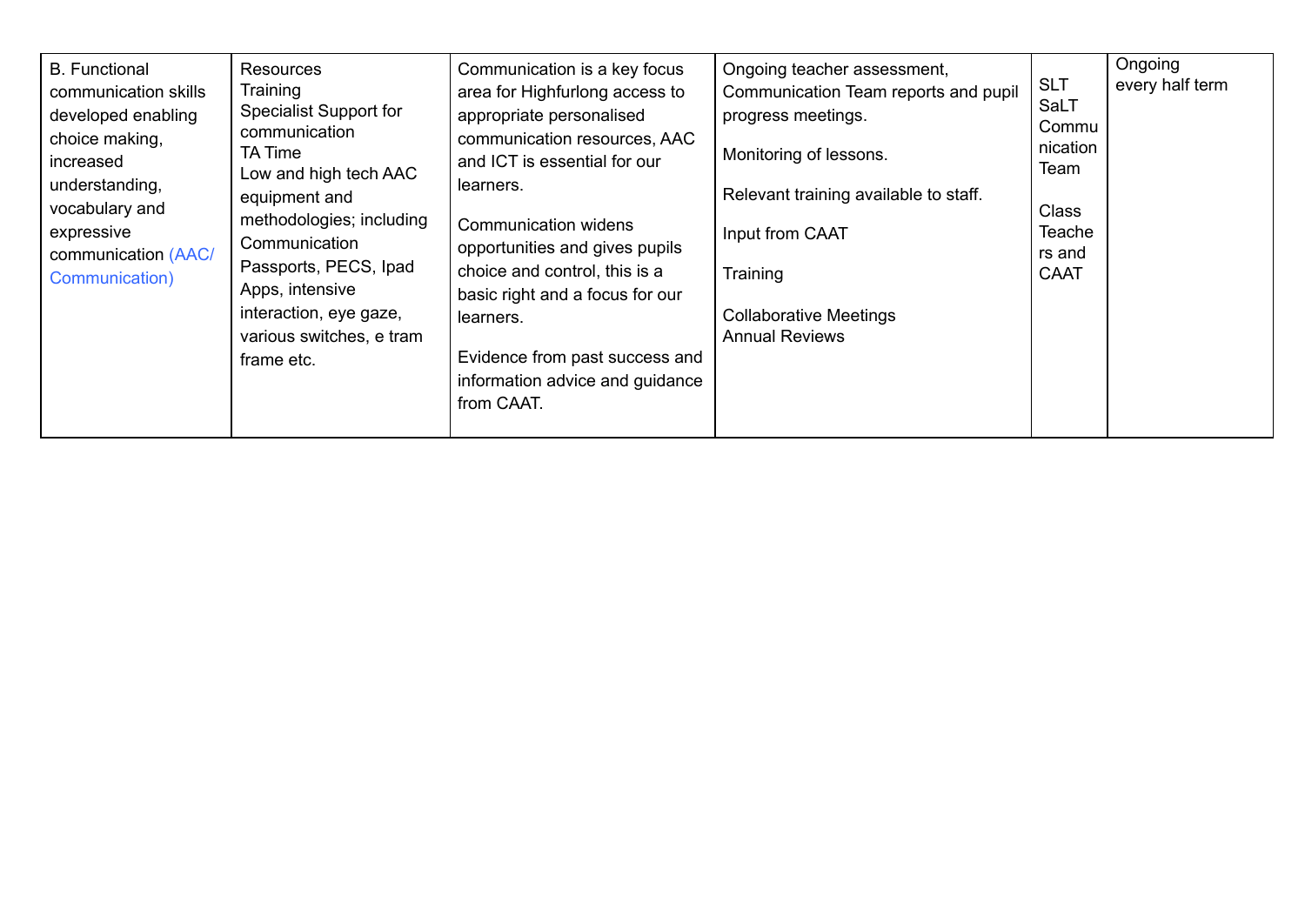| | | | | | |
|---|---|---|---|---|---|
| B. Functional communication skills developed enabling choice making, increased understanding, vocabulary and expressive communication (AAC/ Communication) | Resources<br>Training<br>Specialist Support for communication<br>TA Time<br>Low and high tech AAC equipment and methodologies; including Communication Passports, PECS, Ipad Apps, intensive interaction, eye gaze, various switches, e tram frame etc. | Communication is a key focus area for Highfurlong access to appropriate personalised communication resources, AAC and ICT is essential for our learners.<br><br>Communication widens opportunities and gives pupils choice and control, this is a basic right and a focus for our learners.<br><br>Evidence from past success and information advice and guidance from CAAT. | Ongoing teacher assessment, Communication Team reports and pupil progress meetings.<br><br>Monitoring of lessons.<br><br>Relevant training available to staff.<br><br>Input from CAAT<br><br>Training<br><br>Collaborative Meetings<br>Annual Reviews | SLT<br>SaLT<br>Communication Team<br><br>Class Teachers and CAAT | Ongoing every half term |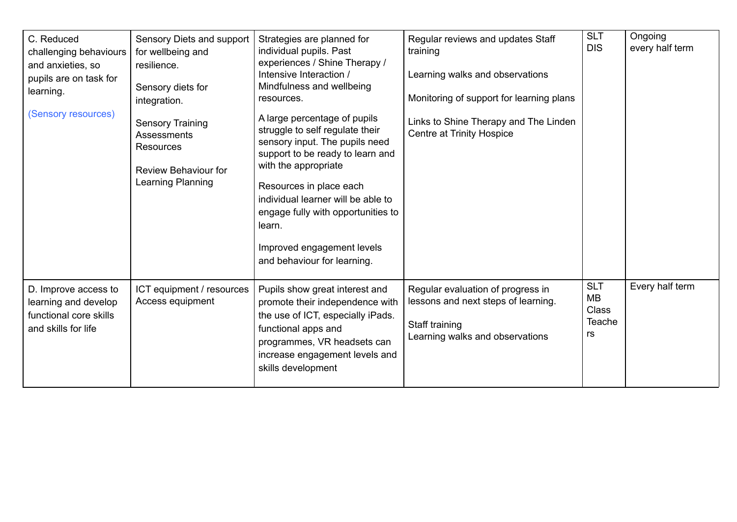| | | | | | |
|---|---|---|---|---|---|
| C. Reduced challenging behaviours and anxieties, so pupils are on task for learning.<br><br>(Sensory resources) | Sensory Diets and support for wellbeing and resilience.<br><br>Sensory diets for integration.<br><br>Sensory Training Assessments Resources<br><br>Review Behaviour for Learning Planning | Strategies are planned for individual pupils. Past experiences / Shine Therapy / Intensive Interaction / Mindfulness and wellbeing resources.<br><br>A large percentage of pupils struggle to self regulate their sensory input. The pupils need support to be ready to learn and with the appropriate<br><br>Resources in place each individual learner will be able to engage fully with opportunities to learn.<br><br>Improved engagement levels and behaviour for learning. | Regular reviews and updates Staff training<br><br>Learning walks and observations<br><br>Monitoring of support for learning plans<br><br>Links to Shine Therapy and The Linden Centre at Trinity Hospice | SLT<br>DIS | Ongoing every half term |
| D. Improve access to learning and develop functional core skills and skills for life | ICT equipment / resources Access equipment | Pupils show great interest and promote their independence with the use of ICT, especially iPads. functional apps and programmes, VR headsets can increase engagement levels and skills development | Regular evaluation of progress in lessons and next steps of learning.<br><br>Staff training<br>Learning walks and observations | SLT<br>MB<br>Class Teachers | Every half term |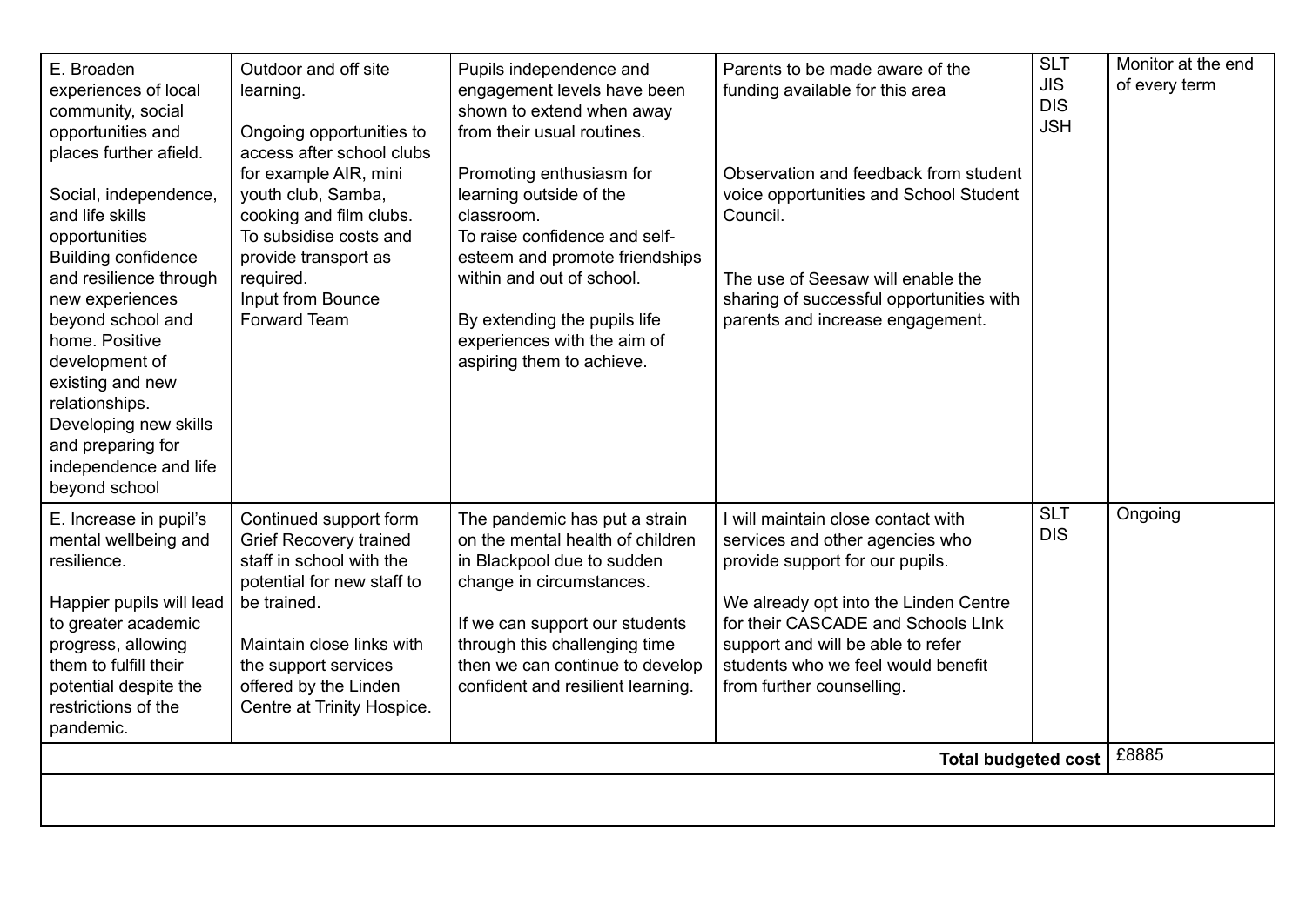| E. Broaden experiences of local community, social opportunities and places further afield.<br><br>Social, independence, and life skills opportunities<br>Building confidence and resilience through new experiences beyond school and home. Positive development of existing and new relationships.<br>Developing new skills and preparing for independence and life beyond school | Outdoor and off site learning.<br><br>Ongoing opportunities to access after school clubs for example AIR, mini youth club, Samba, cooking and film clubs. To subsidise costs and provide transport as required.<br>Input from Bounce Forward Team | Pupils independence and engagement levels have been shown to extend when away from their usual routines.<br><br>Promoting enthusiasm for learning outside of the classroom.<br>To raise confidence and self-esteem and promote friendships within and out of school.<br><br>By extending the pupils life experiences with the aim of aspiring them to achieve. | Parents to be made aware of the funding available for this area<br><br>Observation and feedback from student voice opportunities and School Student Council.<br><br>The use of Seesaw will enable the sharing of successful opportunities with parents and increase engagement. | SLT<br>JIS<br>DIS<br>JSH | Monitor at the end of every term |
|---|---|---|---|---|---|
| E. Increase in pupil's mental wellbeing and resilience.<br><br>Happier pupils will lead to greater academic progress, allowing them to fulfill their potential despite the restrictions of the pandemic. | Continued support form Grief Recovery trained staff in school with the potential for new staff to be trained.<br><br>Maintain close links with the support services offered by the Linden Centre at Trinity Hospice. | The pandemic has put a strain on the mental health of children in Blackpool due to sudden change in circumstances.<br><br>If we can support our students through this challenging time then we can continue to develop confident and resilient learning. | I will maintain close contact with services and other agencies who provide support for our pupils.<br><br>We already opt into the Linden Centre for their CASCADE and Schools LInk support and will be able to refer students who we feel would benefit from further counselling. | SLT<br>DIS | Ongoing |
| | | | | **Total budgeted cost** | £8885 |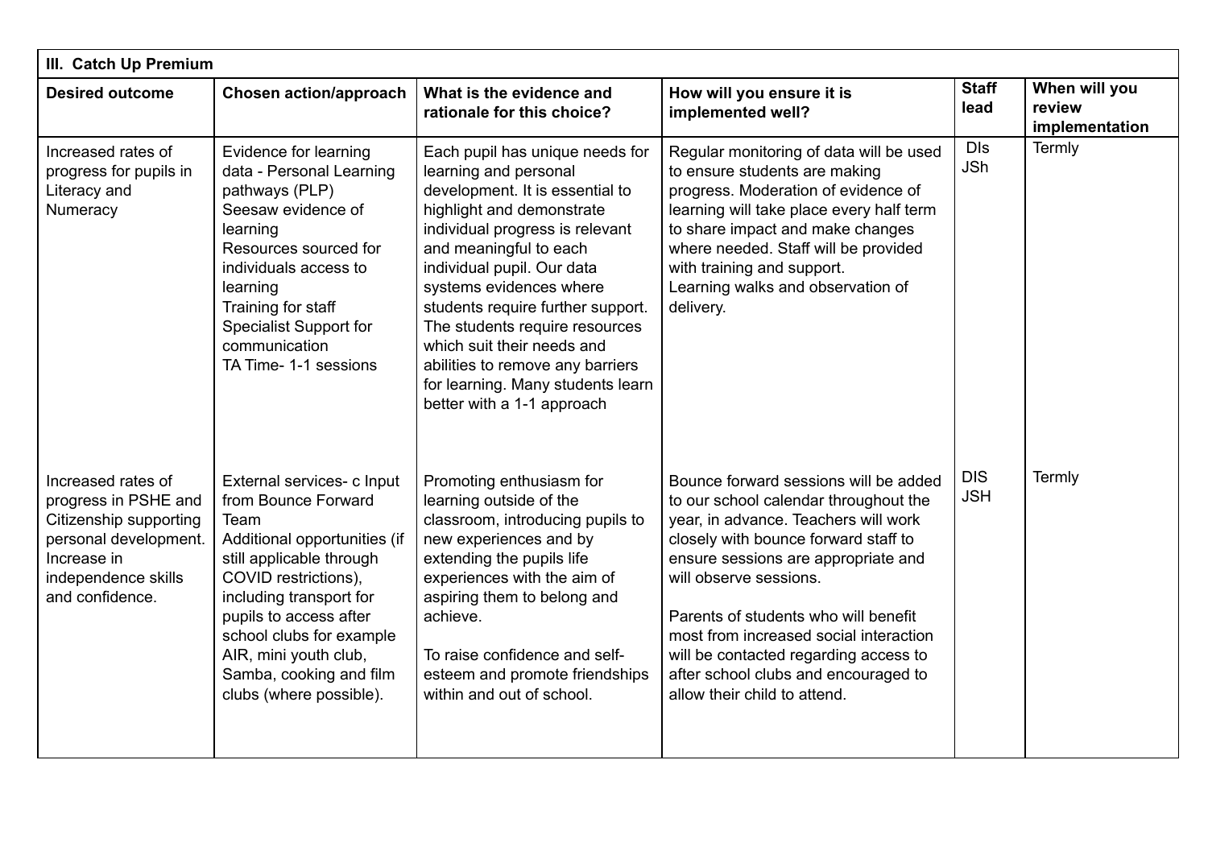| III. Catch Up Premium | | | | | |
|---|---|---|---|---|---|
| **Desired outcome** | **Chosen action/approach** | **What is the evidence and rationale for this choice?** | **How will you ensure it is implemented well?** | **Staff lead** | **When will you review implementation** |
| Increased rates of progress for pupils in Literacy and Numeracy | Evidence for learning data - Personal Learning pathways (PLP)<br>Seesaw evidence of learning<br>Resources sourced for individuals access to learning<br>Training for staff<br>Specialist Support for communication<br>TA Time- 1-1 sessions | Each pupil has unique needs for learning and personal development. It is essential to highlight and demonstrate individual progress is relevant and meaningful to each individual pupil. Our data systems evidences where students require further support. The students require resources which suit their needs and abilities to remove any barriers for learning. Many students learn better with a 1-1 approach | Regular monitoring of data will be used to ensure students are making progress. Moderation of evidence of learning will take place every half term to share impact and make changes where needed. Staff will be provided with training and support.<br>Learning walks and observation of delivery. | DIs<br>JSh | Termly |
| Increased rates of progress in PSHE and Citizenship supporting personal development. Increase in independence skills and confidence. | External services- c Input from Bounce Forward Team<br>Additional opportunities (if still applicable through COVID restrictions), including transport for pupils to access after school clubs for example AIR, mini youth club, Samba, cooking and film clubs (where possible). | Promoting enthusiasm for learning outside of the classroom, introducing pupils to new experiences and by extending the pupils life experiences with the aim of aspiring them to belong and achieve.<br><br>To raise confidence and self-esteem and promote friendships within and out of school. | Bounce forward sessions will be added to our school calendar throughout the year, in advance. Teachers will work closely with bounce forward staff to ensure sessions are appropriate and will observe sessions.<br><br>Parents of students who will benefit most from increased social interaction will be contacted regarding access to after school clubs and encouraged to allow their child to attend. | DIS<br>JSH | Termly |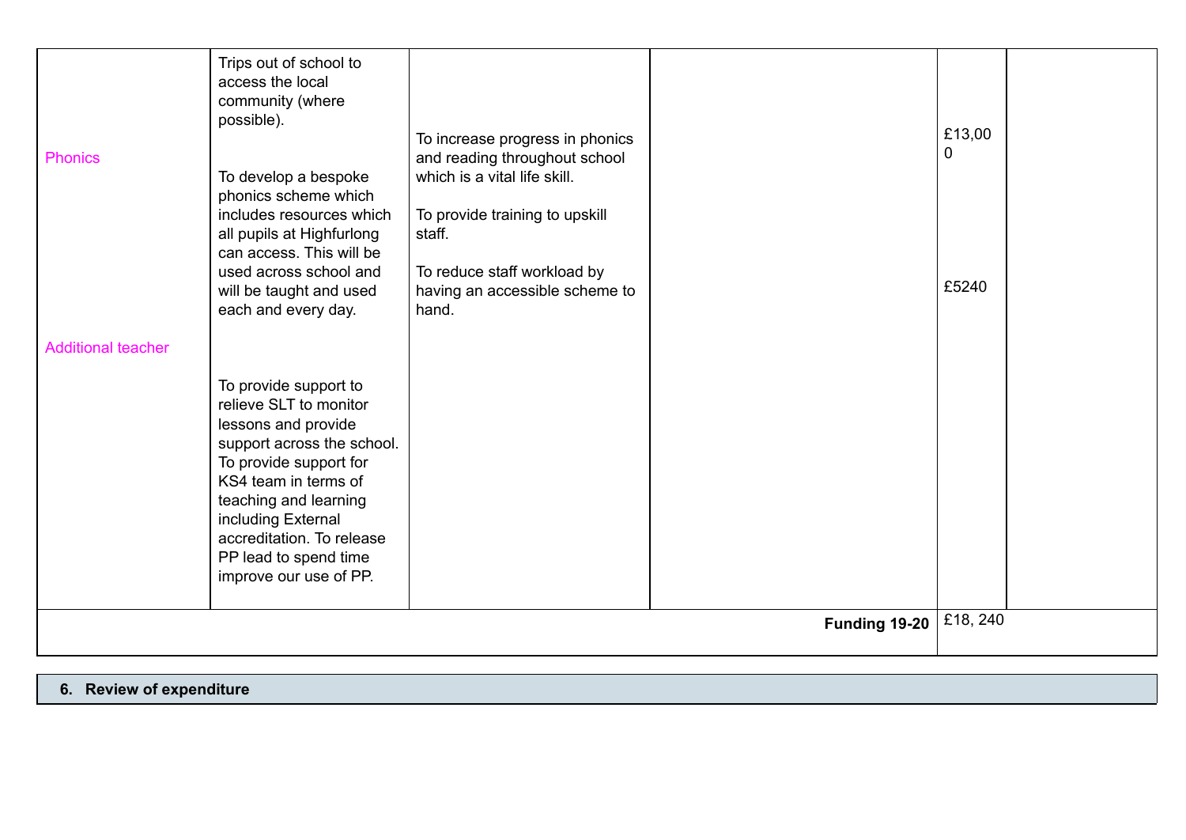| | | | | | |
|---|---|---|---|---|---|
| Phonics<br><br>Additional teacher | Trips out of school to access the local community (where possible).<br><br>To develop a bespoke phonics scheme which includes resources which all pupils at Highfurlong can access. This will be used across school and will be taught and used each and every day.<br><br>To provide support to relieve SLT to monitor lessons and provide support across the school. To provide support for KS4 team in terms of teaching and learning including External accreditation. To release PP lead to spend time improve our use of PP. | To increase progress in phonics and reading throughout school which is a vital life skill.<br><br>To provide training to upskill staff.<br><br>To reduce staff workload by having an accessible scheme to hand. | | £13,000<br><br>£5240 | |
| | | | **Funding 19-20** | £18, 240 | |

| **6. Review of expenditure** |
|---|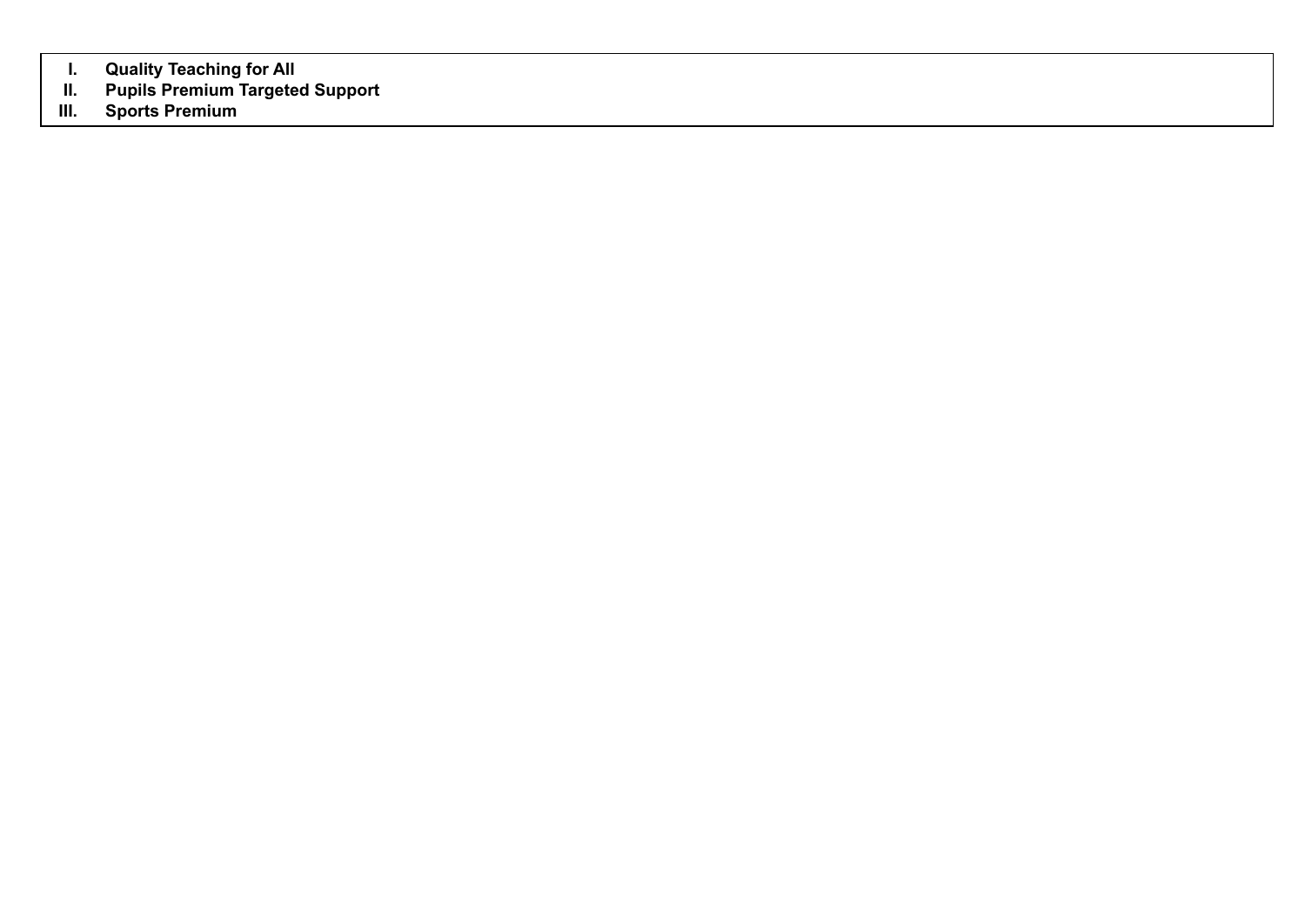I. **Quality Teaching for All**
II. **Pupils Premium Targeted Support**
III. **Sports Premium**